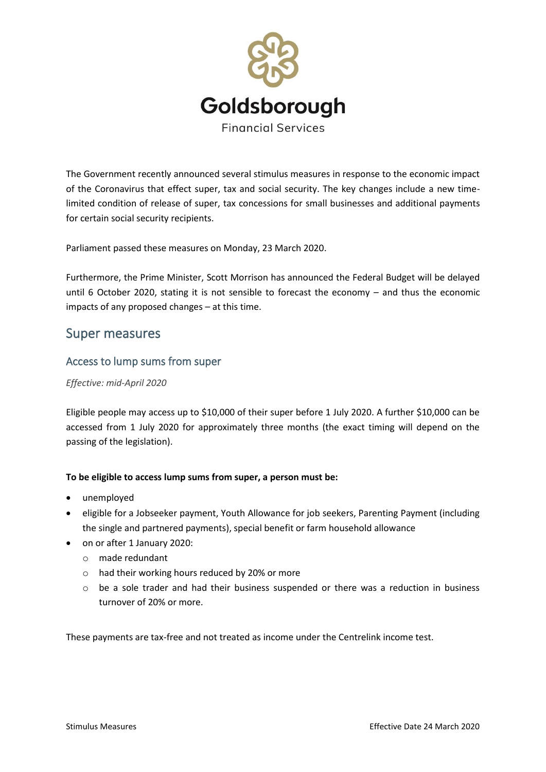# Goldsborough

Financial Services

The Government recently announced several stimulus measures in response to the economic impact of the Coronavirus that effect super, tax and social security. The key changes include a new time-limited condition of release of super, tax concessions for small businesses and additional payments for certain social security recipients.

Parliament passed these measures on Monday, 23 March 2020.

Furthermore, the Prime Minister, Scott Morrison has announced the Federal Budget will be delayed until 6 October 2020, stating it is not sensible to forecast the economy – and thus the economic impacts of any proposed changes – at this time.

## Super measures

### Access to lump sums from super

*Effective: mid-April 2020*

Eligible people may access up to $10,000 of their super before 1 July 2020. A further $10,000 can be accessed from 1 July 2020 for approximately three months (the exact timing will depend on the passing of the legislation).

**To be eligible to access lump sums from super, a person must be:**

- unemployed
- eligible for a Jobseeker payment, Youth Allowance for job seekers, Parenting Payment (including the single and partnered payments), special benefit or farm household allowance
- on or after 1 January 2020:
    - made redundant
    - had their working hours reduced by 20% or more
    - be a sole trader and had their business suspended or there was a reduction in business turnover of 20% or more.

These payments are tax-free and not treated as income under the Centrelink income test.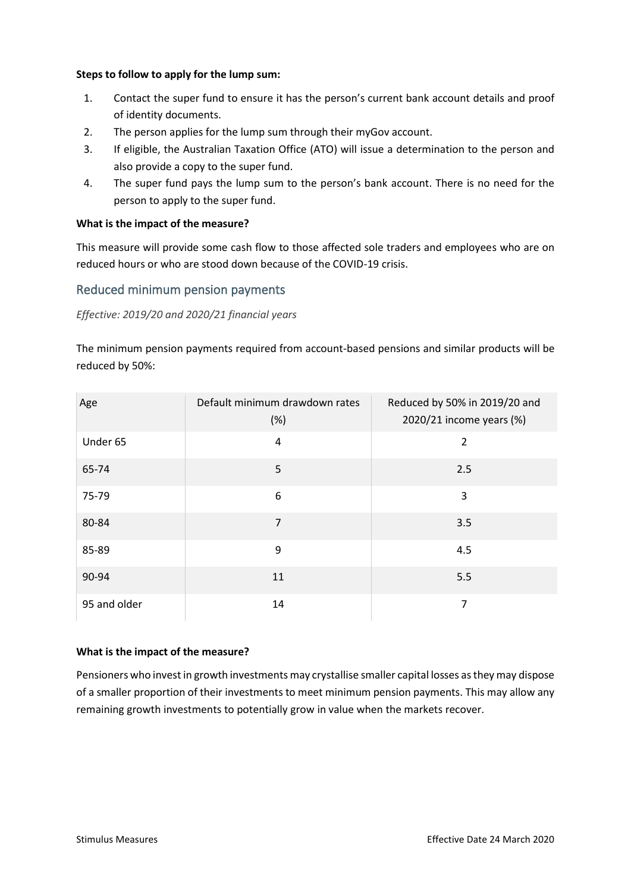**Steps to follow to apply for the lump sum:**

1. Contact the super fund to ensure it has the person's current bank account details and proof of identity documents.
2. The person applies for the lump sum through their myGov account.
3. If eligible, the Australian Taxation Office (ATO) will issue a determination to the person and also provide a copy to the super fund.
4. The super fund pays the lump sum to the person's bank account. There is no need for the person to apply to the super fund.

**What is the impact of the measure?**

This measure will provide some cash flow to those affected sole traders and employees who are on reduced hours or who are stood down because of the COVID-19 crisis.

## Reduced minimum pension payments

*Effective: 2019/20 and 2020/21 financial years*

The minimum pension payments required from account-based pensions and similar products will be reduced by 50%:

| Age | Default minimum drawdown rates (%) | Reduced by 50% in 2019/20 and 2020/21 income years (%) |
|---|---|---|
| Under 65 | 4 | 2 |
| 65-74 | 5 | 2.5 |
| 75-79 | 6 | 3 |
| 80-84 | 7 | 3.5 |
| 85-89 | 9 | 4.5 |
| 90-94 | 11 | 5.5 |
| 95 and older | 14 | 7 |

**What is the impact of the measure?**

Pensioners who invest in growth investments may crystallise smaller capital losses as they may dispose of a smaller proportion of their investments to meet minimum pension payments. This may allow any remaining growth investments to potentially grow in value when the markets recover.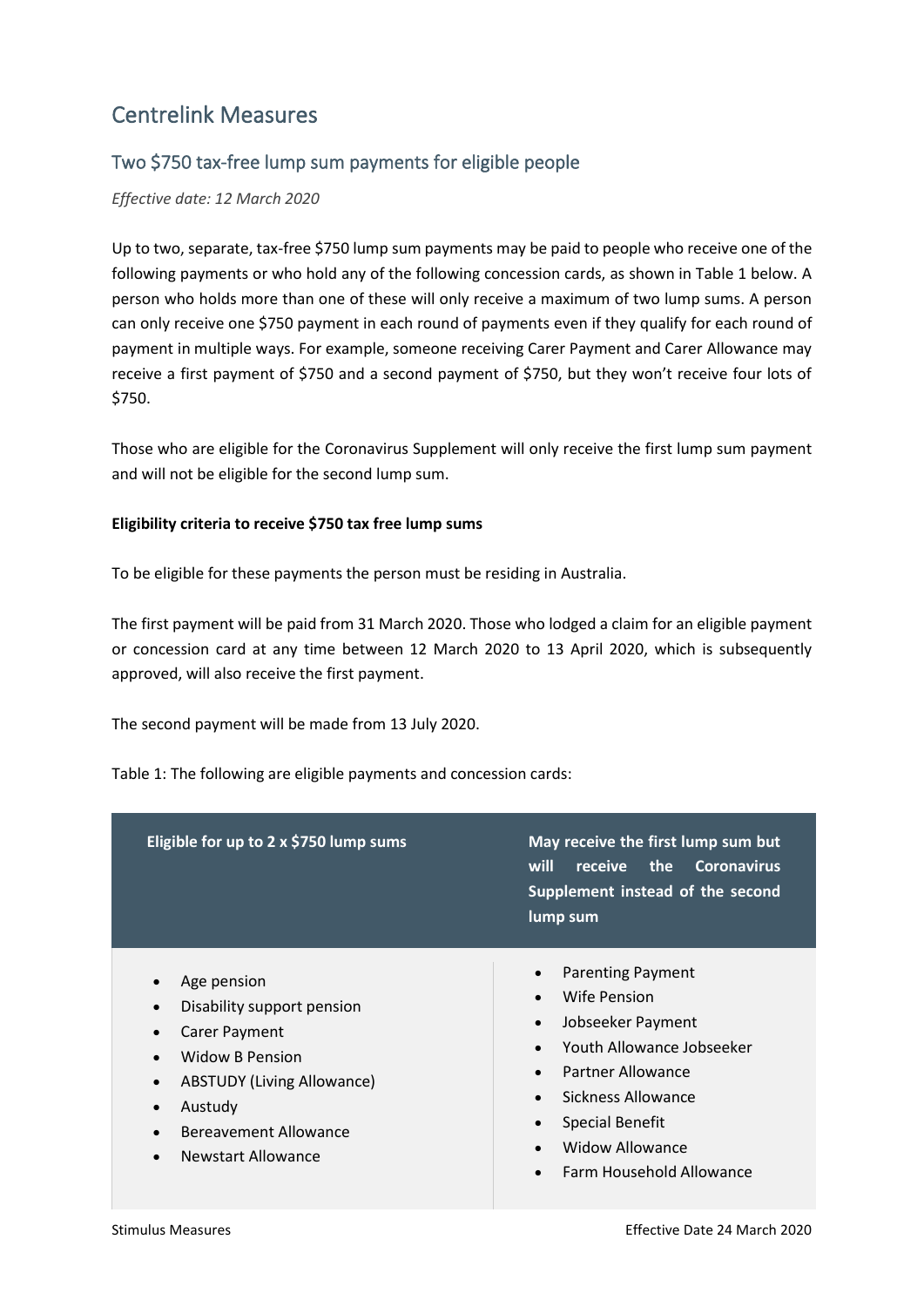# Centrelink Measures

## Two $750 tax-free lump sum payments for eligible people

*Effective date: 12 March 2020*

Up to two, separate, tax-free $750 lump sum payments may be paid to people who receive one of the following payments or who hold any of the following concession cards, as shown in Table 1 below. A person who holds more than one of these will only receive a maximum of two lump sums. A person can only receive one $750 payment in each round of payments even if they qualify for each round of payment in multiple ways. For example, someone receiving Carer Payment and Carer Allowance may receive a first payment of $750 and a second payment of $750, but they won't receive four lots of $750.

Those who are eligible for the Coronavirus Supplement will only receive the first lump sum payment and will not be eligible for the second lump sum.

**Eligibility criteria to receive $750 tax free lump sums**

To be eligible for these payments the person must be residing in Australia.

The first payment will be paid from 31 March 2020. Those who lodged a claim for an eligible payment or concession card at any time between 12 March 2020 to 13 April 2020, which is subsequently approved, will also receive the first payment.

The second payment will be made from 13 July 2020.

Table 1: The following are eligible payments and concession cards:

| Eligible for up to 2 x $750 lump sums | May receive the first lump sum but will receive the Coronavirus Supplement instead of the second lump sum |
|---|---|
| <ul><li>Age pension</li><li>Disability support pension</li><li>Carer Payment</li><li>Widow B Pension</li><li>ABSTUDY (Living Allowance)</li><li>Austudy</li><li>Bereavement Allowance</li><li>Newstart Allowance</li></ul> | <ul><li>Parenting Payment</li><li>Wife Pension</li><li>Jobseeker Payment</li><li>Youth Allowance Jobseeker</li><li>Partner Allowance</li><li>Sickness Allowance</li><li>Special Benefit</li><li>Widow Allowance</li><li>Farm Household Allowance</li></ul> |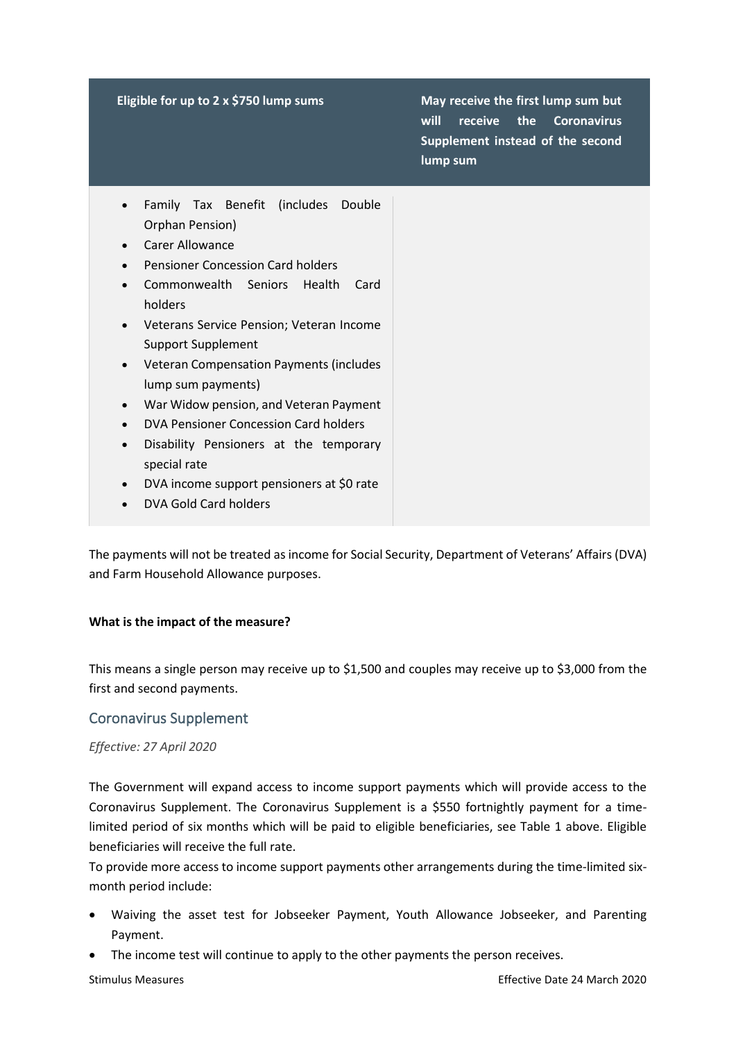| Eligible for up to 2 x $750 lump sums | May receive the first lump sum but will receive the Coronavirus Supplement instead of the second lump sum |
|---|---|
| • Family Tax Benefit (includes Double Orphan Pension)<br>• Carer Allowance<br>• Pensioner Concession Card holders<br>• Commonwealth Seniors Health Card holders<br>• Veterans Service Pension; Veteran Income Support Supplement<br>• Veteran Compensation Payments (includes lump sum payments)<br>• War Widow pension, and Veteran Payment<br>• DVA Pensioner Concession Card holders<br>• Disability Pensioners at the temporary special rate<br>• DVA income support pensioners at $0 rate<br>• DVA Gold Card holders | |

The payments will not be treated as income for Social Security, Department of Veterans' Affairs (DVA) and Farm Household Allowance purposes.

**What is the impact of the measure?**

This means a single person may receive up to $1,500 and couples may receive up to $3,000 from the first and second payments.

## Coronavirus Supplement

*Effective: 27 April 2020*

The Government will expand access to income support payments which will provide access to the Coronavirus Supplement. The Coronavirus Supplement is a $550 fortnightly payment for a time-limited period of six months which will be paid to eligible beneficiaries, see Table 1 above. Eligible beneficiaries will receive the full rate.

To provide more access to income support payments other arrangements during the time-limited six-month period include:

- Waiving the asset test for Jobseeker Payment, Youth Allowance Jobseeker, and Parenting Payment.
- The income test will continue to apply to the other payments the person receives.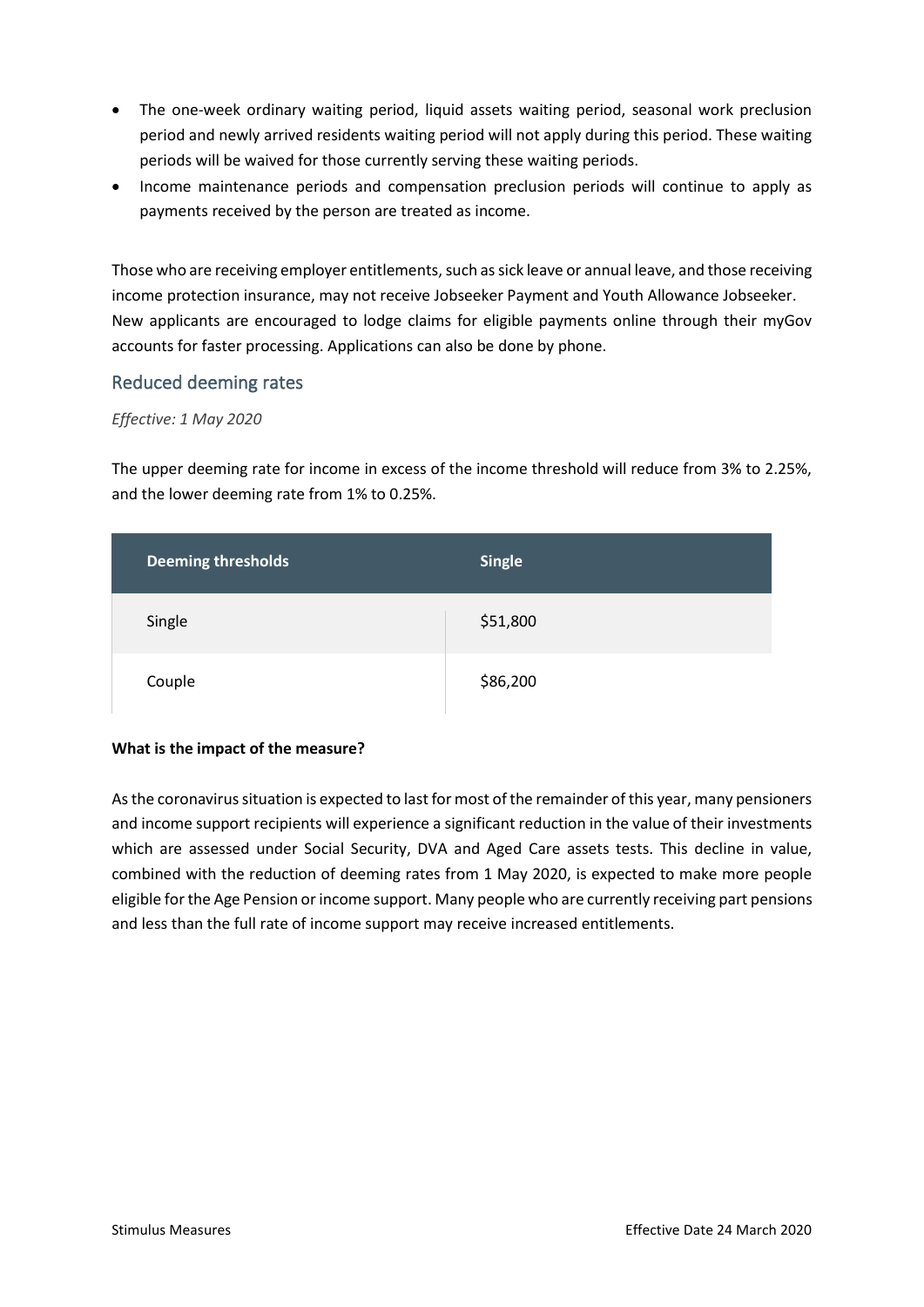- The one-week ordinary waiting period, liquid assets waiting period, seasonal work preclusion period and newly arrived residents waiting period will not apply during this period. These waiting periods will be waived for those currently serving these waiting periods.
- Income maintenance periods and compensation preclusion periods will continue to apply as payments received by the person are treated as income.

Those who are receiving employer entitlements, such as sick leave or annual leave, and those receiving income protection insurance, may not receive Jobseeker Payment and Youth Allowance Jobseeker. New applicants are encouraged to lodge claims for eligible payments online through their myGov accounts for faster processing. Applications can also be done by phone.

## Reduced deeming rates

*Effective: 1 May 2020*

The upper deeming rate for income in excess of the income threshold will reduce from 3% to 2.25%, and the lower deeming rate from 1% to 0.25%.

| Deeming thresholds | Single |
|---|---|
| Single | $51,800 |
| Couple | $86,200 |

**What is the impact of the measure?**

As the coronavirus situation is expected to last for most of the remainder of this year, many pensioners and income support recipients will experience a significant reduction in the value of their investments which are assessed under Social Security, DVA and Aged Care assets tests. This decline in value, combined with the reduction of deeming rates from 1 May 2020, is expected to make more people eligible for the Age Pension or income support. Many people who are currently receiving part pensions and less than the full rate of income support may receive increased entitlements.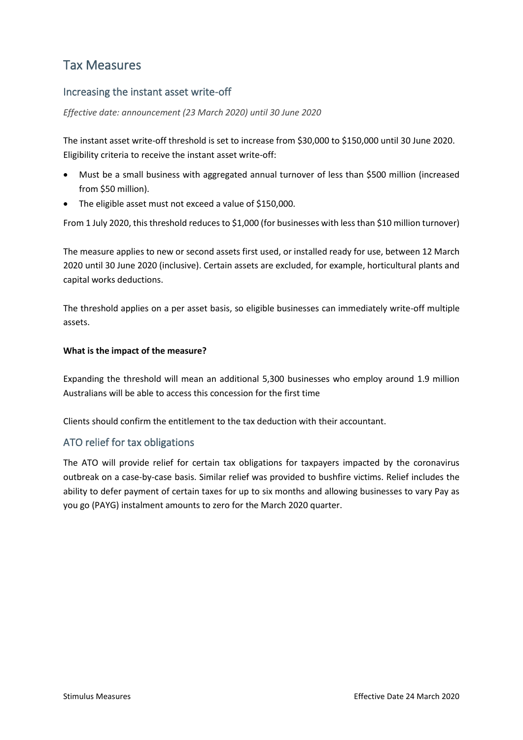# Tax Measures

## Increasing the instant asset write-off

*Effective date: announcement (23 March 2020) until 30 June 2020*

The instant asset write-off threshold is set to increase from $30,000 to $150,000 until 30 June 2020. Eligibility criteria to receive the instant asset write-off:

- Must be a small business with aggregated annual turnover of less than $500 million (increased from $50 million).
- The eligible asset must not exceed a value of $150,000.

From 1 July 2020, this threshold reduces to $1,000 (for businesses with less than $10 million turnover)

The measure applies to new or second assets first used, or installed ready for use, between 12 March 2020 until 30 June 2020 (inclusive). Certain assets are excluded, for example, horticultural plants and capital works deductions.

The threshold applies on a per asset basis, so eligible businesses can immediately write-off multiple assets.

**What is the impact of the measure?**

Expanding the threshold will mean an additional 5,300 businesses who employ around 1.9 million Australians will be able to access this concession for the first time

Clients should confirm the entitlement to the tax deduction with their accountant.

## ATO relief for tax obligations

The ATO will provide relief for certain tax obligations for taxpayers impacted by the coronavirus outbreak on a case-by-case basis. Similar relief was provided to bushfire victims. Relief includes the ability to defer payment of certain taxes for up to six months and allowing businesses to vary Pay as you go (PAYG) instalment amounts to zero for the March 2020 quarter.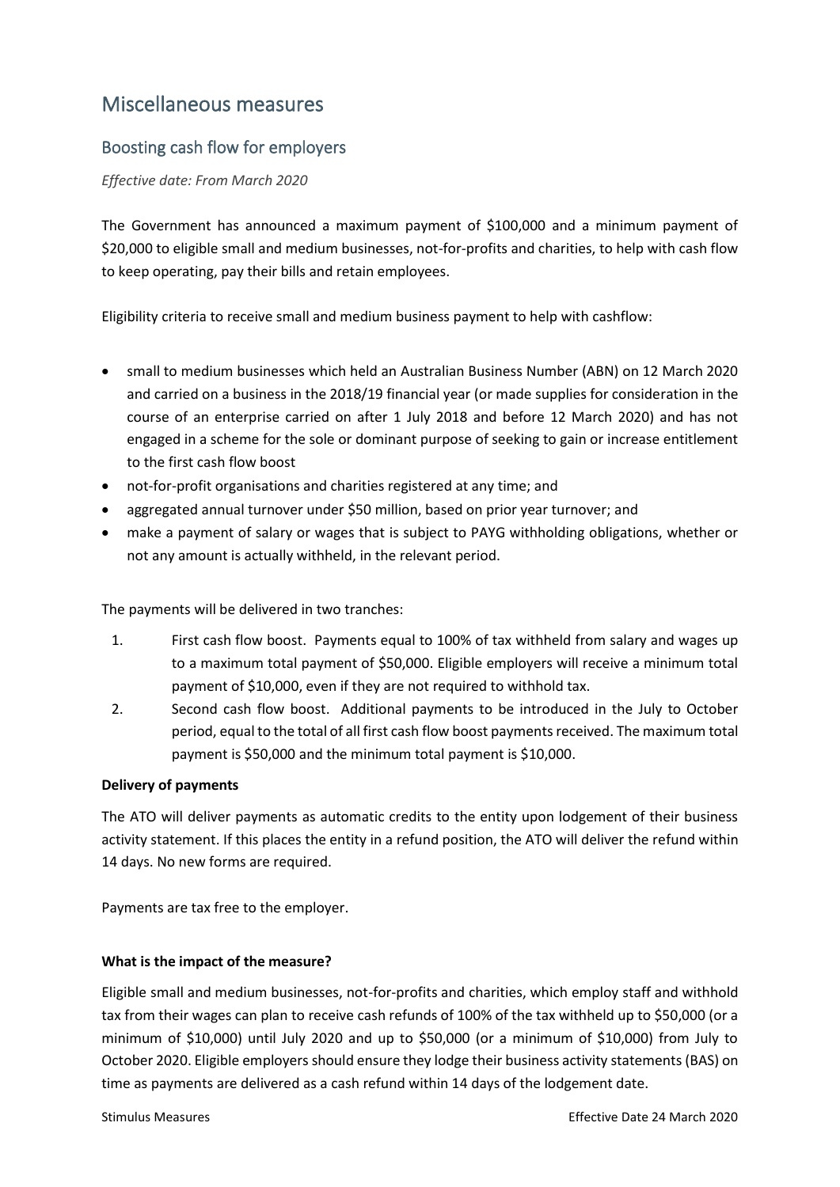# Miscellaneous measures

## Boosting cash flow for employers

*Effective date: From March 2020*

The Government has announced a maximum payment of $100,000 and a minimum payment of $20,000 to eligible small and medium businesses, not-for-profits and charities, to help with cash flow to keep operating, pay their bills and retain employees.

Eligibility criteria to receive small and medium business payment to help with cashflow:

- small to medium businesses which held an Australian Business Number (ABN) on 12 March 2020 and carried on a business in the 2018/19 financial year (or made supplies for consideration in the course of an enterprise carried on after 1 July 2018 and before 12 March 2020) and has not engaged in a scheme for the sole or dominant purpose of seeking to gain or increase entitlement to the first cash flow boost
- not-for-profit organisations and charities registered at any time; and
- aggregated annual turnover under $50 million, based on prior year turnover; and
- make a payment of salary or wages that is subject to PAYG withholding obligations, whether or not any amount is actually withheld, in the relevant period.

The payments will be delivered in two tranches:

1. First cash flow boost. Payments equal to 100% of tax withheld from salary and wages up to a maximum total payment of $50,000. Eligible employers will receive a minimum total payment of $10,000, even if they are not required to withhold tax.
2. Second cash flow boost. Additional payments to be introduced in the July to October period, equal to the total of all first cash flow boost payments received. The maximum total payment is $50,000 and the minimum total payment is $10,000.

**Delivery of payments**

The ATO will deliver payments as automatic credits to the entity upon lodgement of their business activity statement. If this places the entity in a refund position, the ATO will deliver the refund within 14 days. No new forms are required.

Payments are tax free to the employer.

**What is the impact of the measure?**

Eligible small and medium businesses, not-for-profits and charities, which employ staff and withhold tax from their wages can plan to receive cash refunds of 100% of the tax withheld up to $50,000 (or a minimum of $10,000) until July 2020 and up to $50,000 (or a minimum of $10,000) from July to October 2020. Eligible employers should ensure they lodge their business activity statements (BAS) on time as payments are delivered as a cash refund within 14 days of the lodgement date.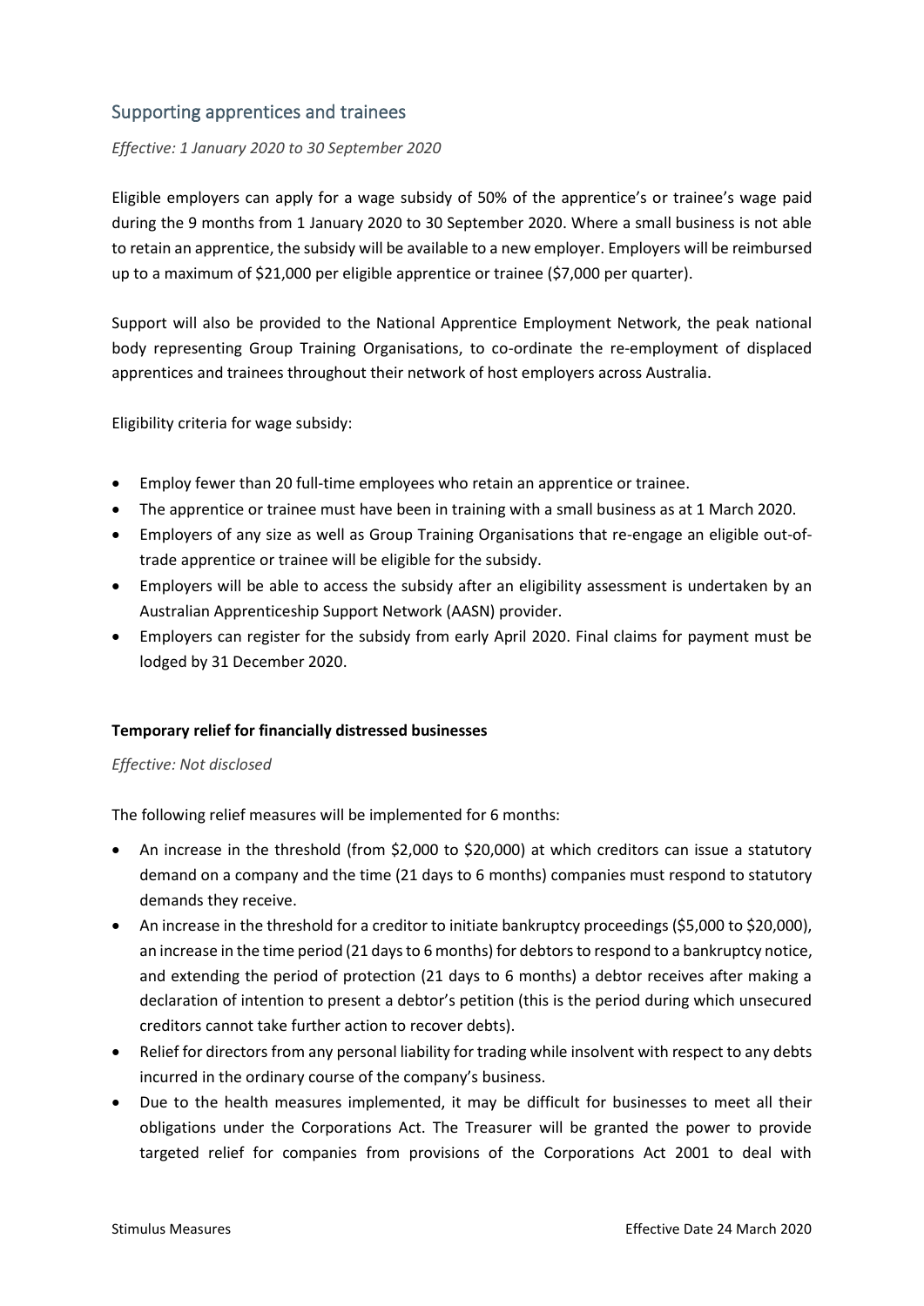## Supporting apprentices and trainees

*Effective: 1 January 2020 to 30 September 2020*

Eligible employers can apply for a wage subsidy of 50% of the apprentice's or trainee's wage paid during the 9 months from 1 January 2020 to 30 September 2020. Where a small business is not able to retain an apprentice, the subsidy will be available to a new employer. Employers will be reimbursed up to a maximum of $21,000 per eligible apprentice or trainee ($7,000 per quarter).

Support will also be provided to the National Apprentice Employment Network, the peak national body representing Group Training Organisations, to co-ordinate the re-employment of displaced apprentices and trainees throughout their network of host employers across Australia.

Eligibility criteria for wage subsidy:

- Employ fewer than 20 full-time employees who retain an apprentice or trainee.
- The apprentice or trainee must have been in training with a small business as at 1 March 2020.
- Employers of any size as well as Group Training Organisations that re-engage an eligible out-of-trade apprentice or trainee will be eligible for the subsidy.
- Employers will be able to access the subsidy after an eligibility assessment is undertaken by an Australian Apprenticeship Support Network (AASN) provider.
- Employers can register for the subsidy from early April 2020. Final claims for payment must be lodged by 31 December 2020.

**Temporary relief for financially distressed businesses**

*Effective: Not disclosed*

The following relief measures will be implemented for 6 months:

- An increase in the threshold (from $2,000 to $20,000) at which creditors can issue a statutory demand on a company and the time (21 days to 6 months) companies must respond to statutory demands they receive.
- An increase in the threshold for a creditor to initiate bankruptcy proceedings ($5,000 to $20,000), an increase in the time period (21 days to 6 months) for debtors to respond to a bankruptcy notice, and extending the period of protection (21 days to 6 months) a debtor receives after making a declaration of intention to present a debtor's petition (this is the period during which unsecured creditors cannot take further action to recover debts).
- Relief for directors from any personal liability for trading while insolvent with respect to any debts incurred in the ordinary course of the company's business.
- Due to the health measures implemented, it may be difficult for businesses to meet all their obligations under the Corporations Act. The Treasurer will be granted the power to provide targeted relief for companies from provisions of the Corporations Act 2001 to deal with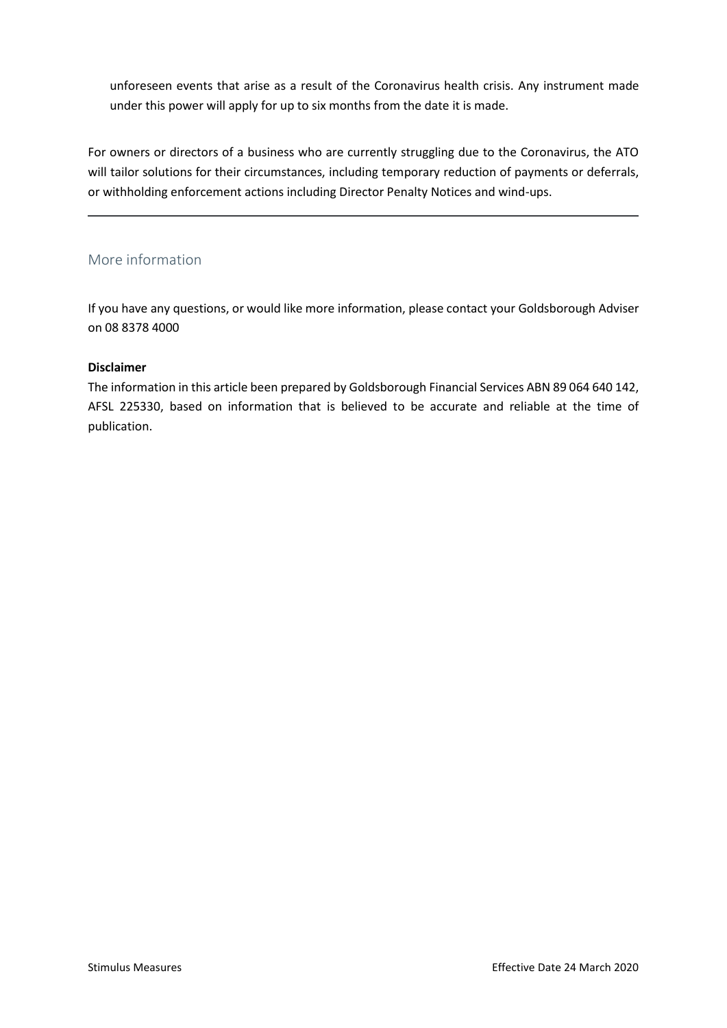unforeseen events that arise as a result of the Coronavirus health crisis. Any instrument made under this power will apply for up to six months from the date it is made.

For owners or directors of a business who are currently struggling due to the Coronavirus, the ATO will tailor solutions for their circumstances, including temporary reduction of payments or deferrals, or withholding enforcement actions including Director Penalty Notices and wind-ups.

---

## More information

If you have any questions, or would like more information, please contact your Goldsborough Adviser on 08 8378 4000

**Disclaimer**

The information in this article been prepared by Goldsborough Financial Services ABN 89 064 640 142, AFSL 225330, based on information that is believed to be accurate and reliable at the time of publication.